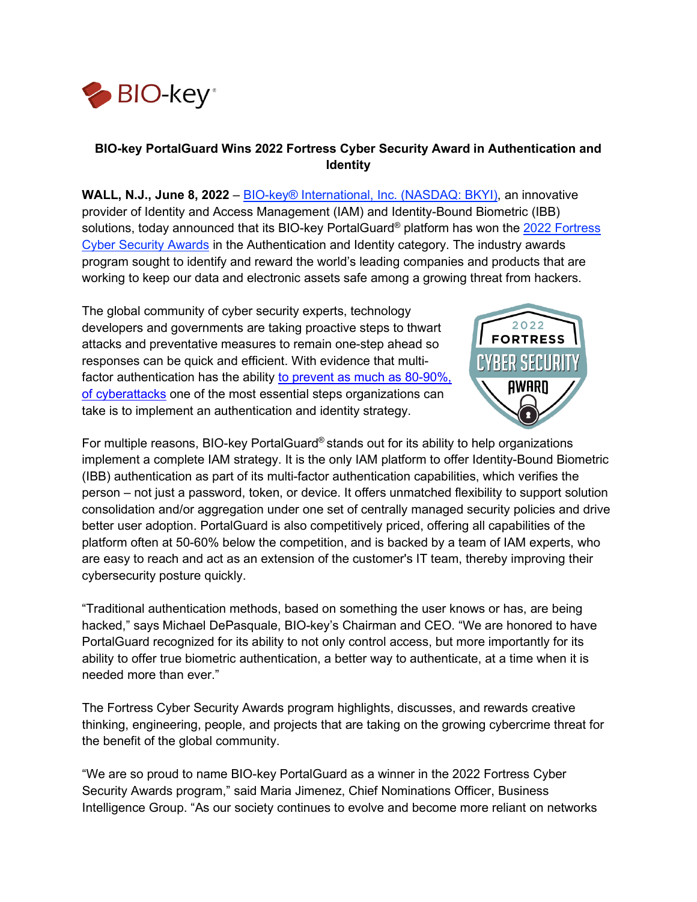# BIO-key PortalGuard Wins 2022 Fortress Cyber Security Award in Authentication and Identity

**WALL, N.J., June 8, 2022** – BIO-key® International, Inc. (NASDAQ: BKYI), an innovative provider of Identity and Access Management (IAM) and Identity-Bound Biometric (IBB) solutions, today announced that its BIO-key PortalGuard® platform has won the 2022 Fortress Cyber Security Awards in the Authentication and Identity category. The industry awards program sought to identify and reward the world's leading companies and products that are working to keep our data and electronic assets safe among a growing threat from hackers.

The global community of cyber security experts, technology developers and governments are taking proactive steps to thwart attacks and preventative measures to remain one-step ahead so responses can be quick and efficient. With evidence that multi-factor authentication has the ability to prevent as much as 80-90%, of cyberattacks one of the most essential steps organizations can take is to implement an authentication and identity strategy.

For multiple reasons, BIO-key PortalGuard® stands out for its ability to help organizations implement a complete IAM strategy. It is the only IAM platform to offer Identity-Bound Biometric (IBB) authentication as part of its multi-factor authentication capabilities, which verifies the person – not just a password, token, or device. It offers unmatched flexibility to support solution consolidation and/or aggregation under one set of centrally managed security policies and drive better user adoption. PortalGuard is also competitively priced, offering all capabilities of the platform often at 50-60% below the competition, and is backed by a team of IAM experts, who are easy to reach and act as an extension of the customer's IT team, thereby improving their cybersecurity posture quickly.

"Traditional authentication methods, based on something the user knows or has, are being hacked," says Michael DePasquale, BIO-key's Chairman and CEO. "We are honored to have PortalGuard recognized for its ability to not only control access, but more importantly for its ability to offer true biometric authentication, a better way to authenticate, at a time when it is needed more than ever."

The Fortress Cyber Security Awards program highlights, discusses, and rewards creative thinking, engineering, people, and projects that are taking on the growing cybercrime threat for the benefit of the global community.

"We are so proud to name BIO-key PortalGuard as a winner in the 2022 Fortress Cyber Security Awards program," said Maria Jimenez, Chief Nominations Officer, Business Intelligence Group. "As our society continues to evolve and become more reliant on networks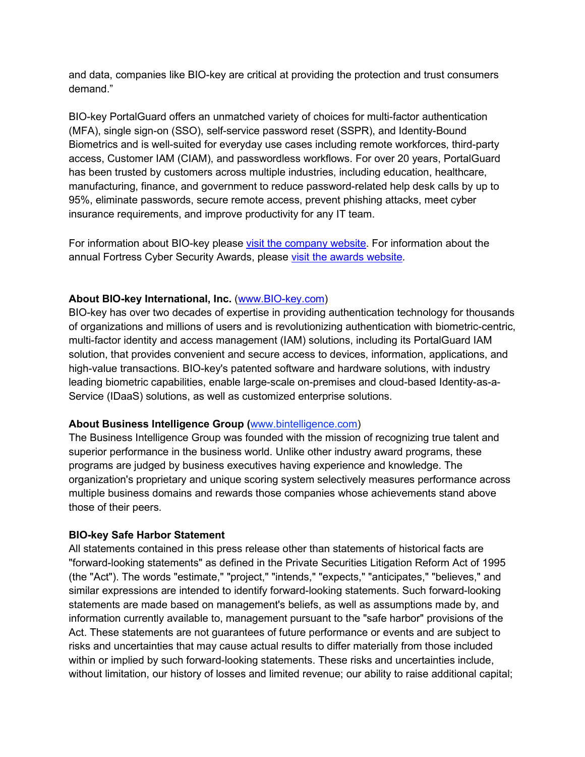and data, companies like BIO-key are critical at providing the protection and trust consumers demand."

BIO-key PortalGuard offers an unmatched variety of choices for multi-factor authentication (MFA), single sign-on (SSO), self-service password reset (SSPR), and Identity-Bound Biometrics and is well-suited for everyday use cases including remote workforces, third-party access, Customer IAM (CIAM), and passwordless workflows. For over 20 years, PortalGuard has been trusted by customers across multiple industries, including education, healthcare, manufacturing, finance, and government to reduce password-related help desk calls by up to 95%, eliminate passwords, secure remote access, prevent phishing attacks, meet cyber insurance requirements, and improve productivity for any IT team.

For information about BIO-key please [visit the company website](). For information about the annual Fortress Cyber Security Awards, please [visit the awards website]().

**About BIO-key International, Inc.** ([www.BIO-key.com](www.BIO-key.com))
BIO-key has over two decades of expertise in providing authentication technology for thousands of organizations and millions of users and is revolutionizing authentication with biometric-centric, multi-factor identity and access management (IAM) solutions, including its PortalGuard IAM solution, that provides convenient and secure access to devices, information, applications, and high-value transactions. BIO-key's patented software and hardware solutions, with industry leading biometric capabilities, enable large-scale on-premises and cloud-based Identity-as-a-Service (IDaaS) solutions, as well as customized enterprise solutions.

**About Business Intelligence Group (**[www.bintelligence.com](www.bintelligence.com))
The Business Intelligence Group was founded with the mission of recognizing true talent and superior performance in the business world. Unlike other industry award programs, these programs are judged by business executives having experience and knowledge. The organization's proprietary and unique scoring system selectively measures performance across multiple business domains and rewards those companies whose achievements stand above those of their peers.

**BIO-key Safe Harbor Statement**
All statements contained in this press release other than statements of historical facts are "forward-looking statements" as defined in the Private Securities Litigation Reform Act of 1995 (the "Act"). The words "estimate," "project," "intends," "expects," "anticipates," "believes," and similar expressions are intended to identify forward-looking statements. Such forward-looking statements are made based on management's beliefs, as well as assumptions made by, and information currently available to, management pursuant to the "safe harbor" provisions of the Act. These statements are not guarantees of future performance or events and are subject to risks and uncertainties that may cause actual results to differ materially from those included within or implied by such forward-looking statements. These risks and uncertainties include, without limitation, our history of losses and limited revenue; our ability to raise additional capital;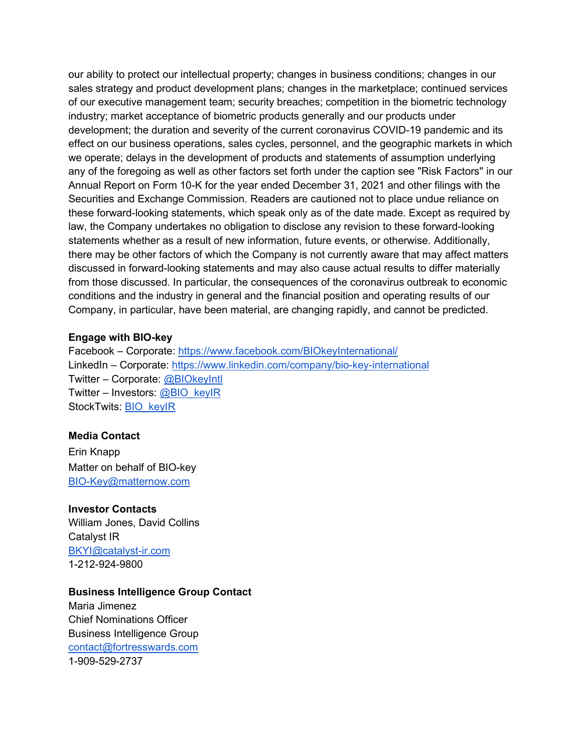our ability to protect our intellectual property; changes in business conditions; changes in our sales strategy and product development plans; changes in the marketplace; continued services of our executive management team; security breaches; competition in the biometric technology industry; market acceptance of biometric products generally and our products under development; the duration and severity of the current coronavirus COVID-19 pandemic and its effect on our business operations, sales cycles, personnel, and the geographic markets in which we operate; delays in the development of products and statements of assumption underlying any of the foregoing as well as other factors set forth under the caption see "Risk Factors" in our Annual Report on Form 10-K for the year ended December 31, 2021 and other filings with the Securities and Exchange Commission. Readers are cautioned not to place undue reliance on these forward-looking statements, which speak only as of the date made. Except as required by law, the Company undertakes no obligation to disclose any revision to these forward-looking statements whether as a result of new information, future events, or otherwise. Additionally, there may be other factors of which the Company is not currently aware that may affect matters discussed in forward-looking statements and may also cause actual results to differ materially from those discussed. In particular, the consequences of the coronavirus outbreak to economic conditions and the industry in general and the financial position and operating results of our Company, in particular, have been material, are changing rapidly, and cannot be predicted.

**Engage with BIO-key**
Facebook – Corporate: https://www.facebook.com/BIOkeyInternational/
LinkedIn – Corporate: https://www.linkedin.com/company/bio-key-international
Twitter – Corporate: @BIOkeyIntl
Twitter – Investors: @BIO_keyIR
StockTwits: BIO_keyIR

**Media Contact**
Erin Knapp
Matter on behalf of BIO-key
BIO-Key@matternow.com

**Investor Contacts**
William Jones, David Collins
Catalyst IR
BKYI@catalyst-ir.com
1-212-924-9800

**Business Intelligence Group Contact**
Maria Jimenez
Chief Nominations Officer
Business Intelligence Group
contact@fortresswards.com
1-909-529-2737